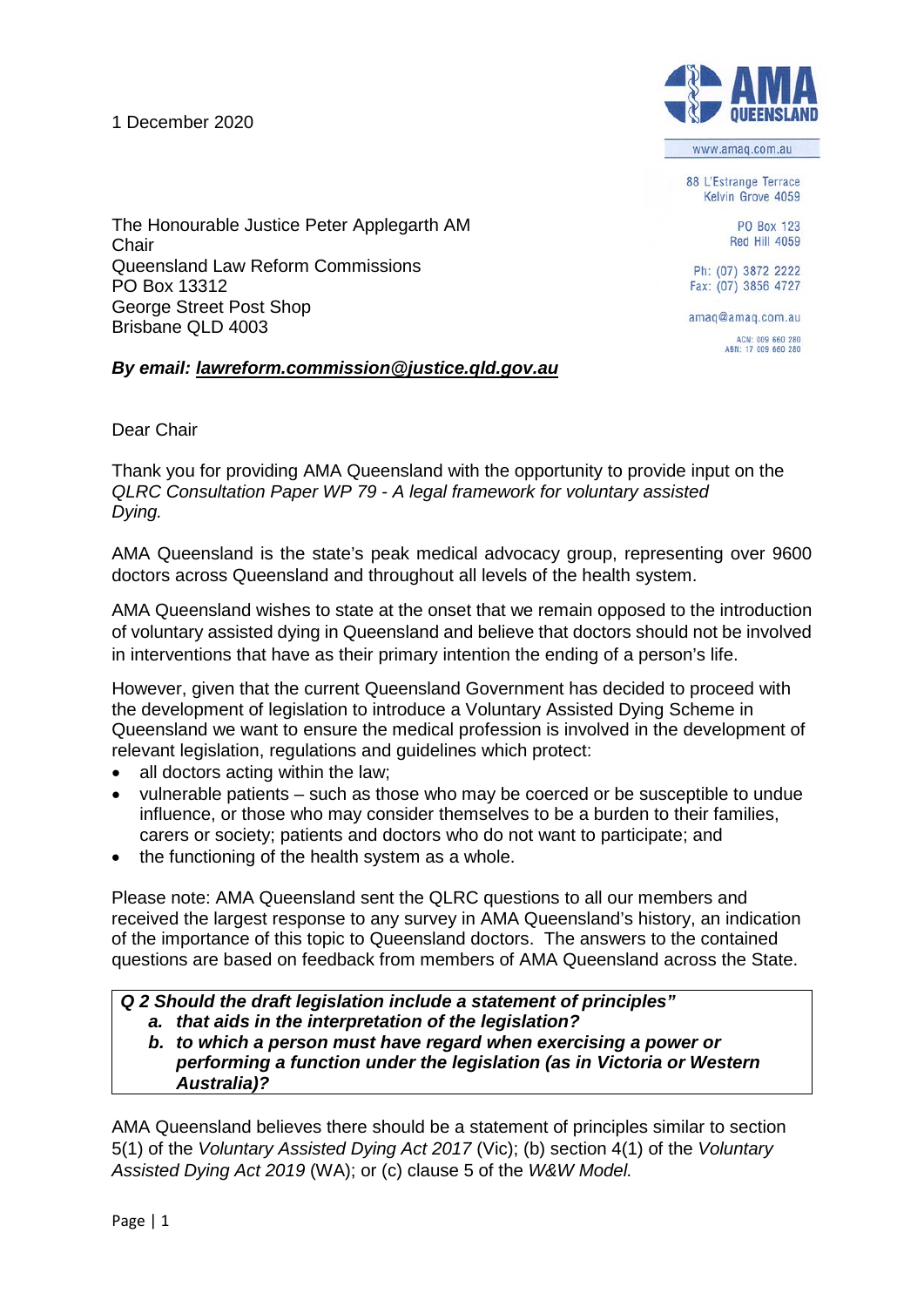1 December 2020

**AMA QUEENSLAND**

www.amaq.com.au

88 L'Estrange Terrace
Kelvin Grove 4059

PO Box 123
Red Hill 4059

Ph: (07) 3872 2222
Fax: (07) 3856 4727

amaq@amaq.com.au

ACN: 009 660 280
ABN: 17 009 660 280

The Honourable Justice Peter Applegarth AM
Chair
Queensland Law Reform Commissions
PO Box 13312
George Street Post Shop
Brisbane QLD 4003

***By email: lawreform.commission@justice.qld.gov.au***

Dear Chair

Thank you for providing AMA Queensland with the opportunity to provide input on the *QLRC Consultation Paper WP 79 - A legal framework for voluntary assisted Dying.*

AMA Queensland is the state's peak medical advocacy group, representing over 9600 doctors across Queensland and throughout all levels of the health system.

AMA Queensland wishes to state at the onset that we remain opposed to the introduction of voluntary assisted dying in Queensland and believe that doctors should not be involved in interventions that have as their primary intention the ending of a person's life.

However, given that the current Queensland Government has decided to proceed with the development of legislation to introduce a Voluntary Assisted Dying Scheme in Queensland we want to ensure the medical profession is involved in the development of relevant legislation, regulations and guidelines which protect:

- all doctors acting within the law;
- vulnerable patients – such as those who may be coerced or be susceptible to undue influence, or those who may consider themselves to be a burden to their families, carers or society; patients and doctors who do not want to participate; and
- the functioning of the health system as a whole.

Please note: AMA Queensland sent the QLRC questions to all our members and received the largest response to any survey in AMA Queensland's history, an indication of the importance of this topic to Queensland doctors. The answers to the contained questions are based on feedback from members of AMA Queensland across the State.

***Q 2 Should the draft legislation include a statement of principles"***

***a. that aids in the interpretation of the legislation?***

***b. to which a person must have regard when exercising a power or performing a function under the legislation (as in Victoria or Western Australia)?***

AMA Queensland believes there should be a statement of principles similar to section 5(1) of the *Voluntary Assisted Dying Act 2017* (Vic); (b) section 4(1) of the *Voluntary Assisted Dying Act 2019* (WA); or (c) clause 5 of the *W&W Model.*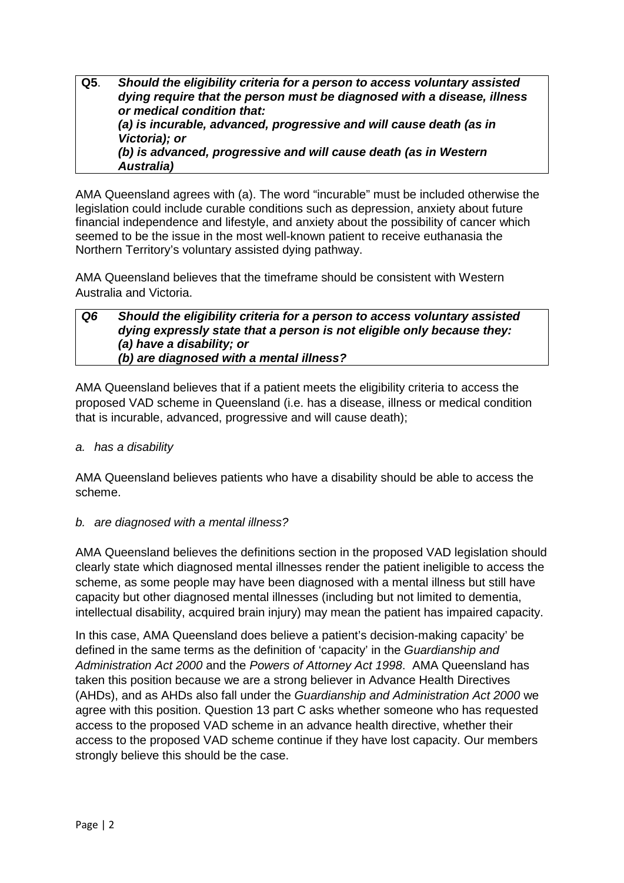**Q5**. ***Should the eligibility criteria for a person to access voluntary assisted dying require that the person must be diagnosed with a disease, illness or medical condition that:***
***(a) is incurable, advanced, progressive and will cause death (as in Victoria); or***
***(b) is advanced, progressive and will cause death (as in Western Australia)***

AMA Queensland agrees with (a). The word "incurable" must be included otherwise the legislation could include curable conditions such as depression, anxiety about future financial independence and lifestyle, and anxiety about the possibility of cancer which seemed to be the issue in the most well-known patient to receive euthanasia the Northern Territory's voluntary assisted dying pathway.

AMA Queensland believes that the timeframe should be consistent with Western Australia and Victoria.

***Q6*** ***Should the eligibility criteria for a person to access voluntary assisted dying expressly state that a person is not eligible only because they:***
***(a) have a disability; or***
***(b) are diagnosed with a mental illness?***

AMA Queensland believes that if a patient meets the eligibility criteria to access the proposed VAD scheme in Queensland (i.e. has a disease, illness or medical condition that is incurable, advanced, progressive and will cause death);

*a. has a disability*

AMA Queensland believes patients who have a disability should be able to access the scheme.

*b. are diagnosed with a mental illness?*

AMA Queensland believes the definitions section in the proposed VAD legislation should clearly state which diagnosed mental illnesses render the patient ineligible to access the scheme, as some people may have been diagnosed with a mental illness but still have capacity but other diagnosed mental illnesses (including but not limited to dementia, intellectual disability, acquired brain injury) may mean the patient has impaired capacity.

In this case, AMA Queensland does believe a patient's decision-making capacity' be defined in the same terms as the definition of 'capacity' in the *Guardianship and Administration Act 2000* and the *Powers of Attorney Act 1998*. AMA Queensland has taken this position because we are a strong believer in Advance Health Directives (AHDs), and as AHDs also fall under the *Guardianship and Administration Act 2000* we agree with this position. Question 13 part C asks whether someone who has requested access to the proposed VAD scheme in an advance health directive, whether their access to the proposed VAD scheme continue if they have lost capacity. Our members strongly believe this should be the case.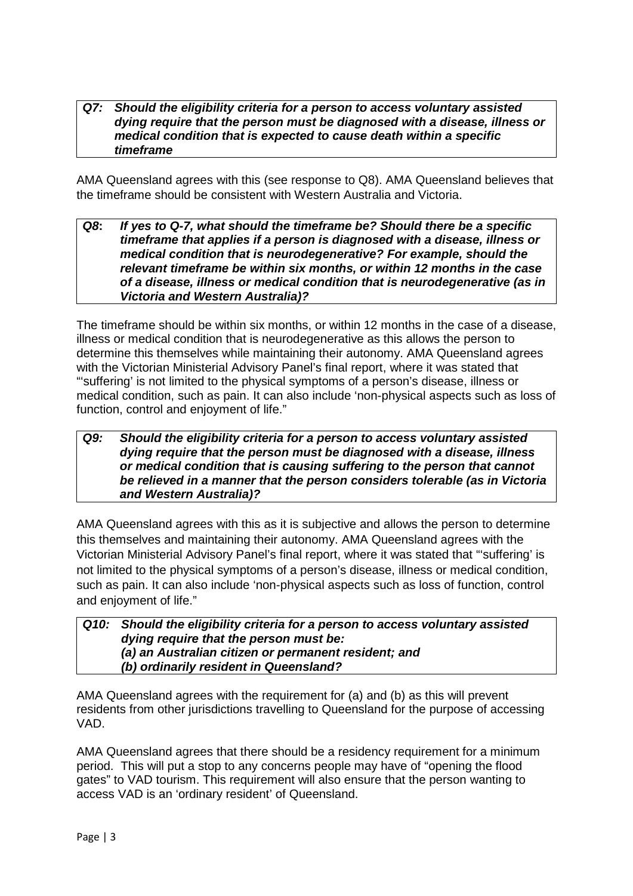***Q7: Should the eligibility criteria for a person to access voluntary assisted dying require that the person must be diagnosed with a disease, illness or medical condition that is expected to cause death within a specific timeframe***

AMA Queensland agrees with this (see response to Q8). AMA Queensland believes that the timeframe should be consistent with Western Australia and Victoria.

***Q8: If yes to Q-7, what should the timeframe be? Should there be a specific timeframe that applies if a person is diagnosed with a disease, illness or medical condition that is neurodegenerative? For example, should the relevant timeframe be within six months, or within 12 months in the case of a disease, illness or medical condition that is neurodegenerative (as in Victoria and Western Australia)?***

The timeframe should be within six months, or within 12 months in the case of a disease, illness or medical condition that is neurodegenerative as this allows the person to determine this themselves while maintaining their autonomy. AMA Queensland agrees with the Victorian Ministerial Advisory Panel's final report, where it was stated that "'suffering' is not limited to the physical symptoms of a person's disease, illness or medical condition, such as pain. It can also include 'non-physical aspects such as loss of function, control and enjoyment of life."

***Q9: Should the eligibility criteria for a person to access voluntary assisted dying require that the person must be diagnosed with a disease, illness or medical condition that is causing suffering to the person that cannot be relieved in a manner that the person considers tolerable (as in Victoria and Western Australia)?***

AMA Queensland agrees with this as it is subjective and allows the person to determine this themselves and maintaining their autonomy. AMA Queensland agrees with the Victorian Ministerial Advisory Panel's final report, where it was stated that "'suffering' is not limited to the physical symptoms of a person's disease, illness or medical condition, such as pain. It can also include 'non-physical aspects such as loss of function, control and enjoyment of life."

***Q10: Should the eligibility criteria for a person to access voluntary assisted dying require that the person must be:***
***(a) an Australian citizen or permanent resident; and***
***(b) ordinarily resident in Queensland?***

AMA Queensland agrees with the requirement for (a) and (b) as this will prevent residents from other jurisdictions travelling to Queensland for the purpose of accessing VAD.

AMA Queensland agrees that there should be a residency requirement for a minimum period. This will put a stop to any concerns people may have of "opening the flood gates" to VAD tourism. This requirement will also ensure that the person wanting to access VAD is an 'ordinary resident' of Queensland.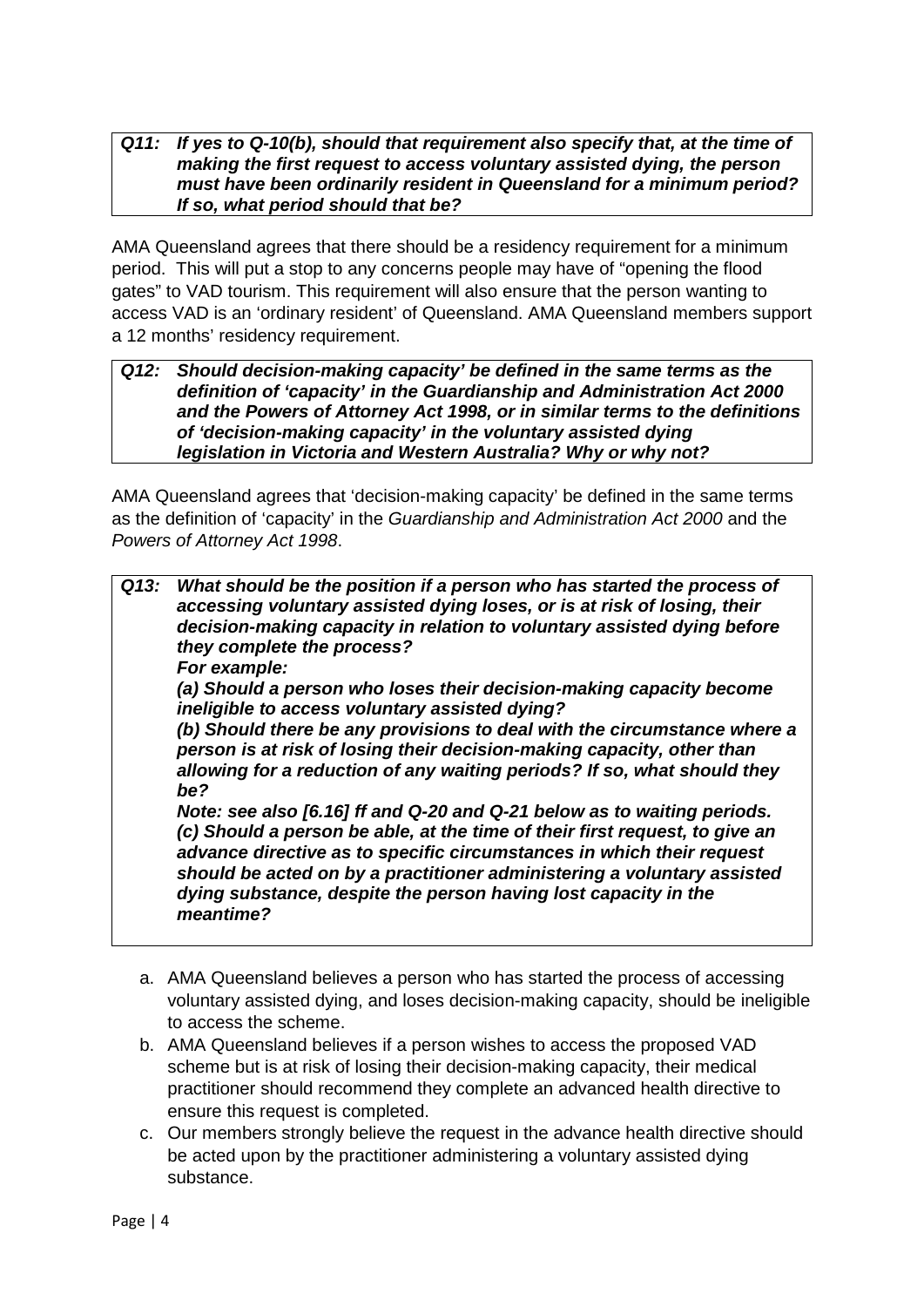***Q11: If yes to Q-10(b), should that requirement also specify that, at the time of making the first request to access voluntary assisted dying, the person must have been ordinarily resident in Queensland for a minimum period? If so, what period should that be?***

AMA Queensland agrees that there should be a residency requirement for a minimum period. This will put a stop to any concerns people may have of "opening the flood gates" to VAD tourism. This requirement will also ensure that the person wanting to access VAD is an 'ordinary resident' of Queensland. AMA Queensland members support a 12 months' residency requirement.

***Q12: Should decision-making capacity' be defined in the same terms as the definition of 'capacity' in the Guardianship and Administration Act 2000 and the Powers of Attorney Act 1998, or in similar terms to the definitions of 'decision-making capacity' in the voluntary assisted dying legislation in Victoria and Western Australia? Why or why not?***

AMA Queensland agrees that 'decision-making capacity' be defined in the same terms as the definition of 'capacity' in the *Guardianship and Administration Act 2000* and the *Powers of Attorney Act 1998*.

***Q13: What should be the position if a person who has started the process of accessing voluntary assisted dying loses, or is at risk of losing, their decision-making capacity in relation to voluntary assisted dying before they complete the process?***
***For example:***
***(a) Should a person who loses their decision-making capacity become ineligible to access voluntary assisted dying?***
***(b) Should there be any provisions to deal with the circumstance where a person is at risk of losing their decision-making capacity, other than allowing for a reduction of any waiting periods? If so, what should they be?***
***Note: see also [6.16] ff and Q-20 and Q-21 below as to waiting periods.***
***(c) Should a person be able, at the time of their first request, to give an advance directive as to specific circumstances in which their request should be acted on by a practitioner administering a voluntary assisted dying substance, despite the person having lost capacity in the meantime?***

a. AMA Queensland believes a person who has started the process of accessing voluntary assisted dying, and loses decision-making capacity, should be ineligible to access the scheme.
b. AMA Queensland believes if a person wishes to access the proposed VAD scheme but is at risk of losing their decision-making capacity, their medical practitioner should recommend they complete an advanced health directive to ensure this request is completed.
c. Our members strongly believe the request in the advance health directive should be acted upon by the practitioner administering a voluntary assisted dying substance.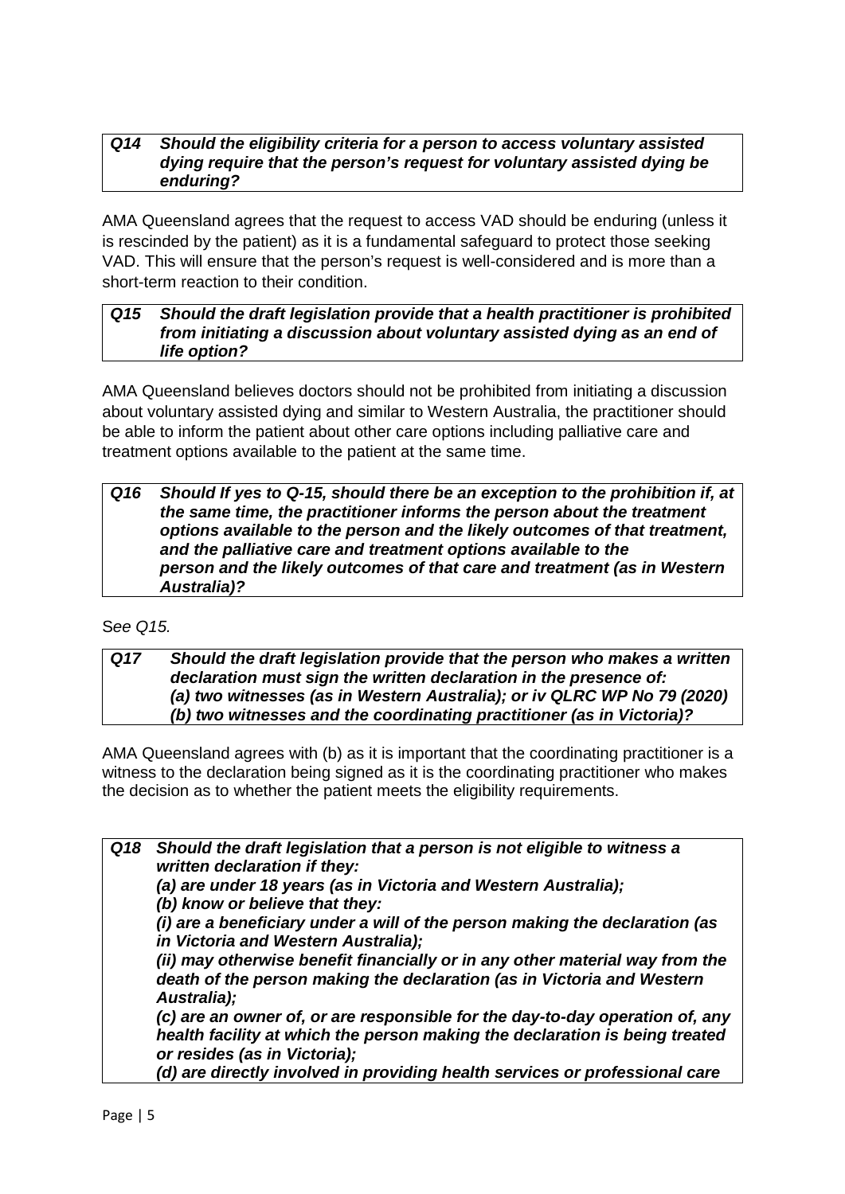***Q14 Should the eligibility criteria for a person to access voluntary assisted dying require that the person's request for voluntary assisted dying be enduring?***

AMA Queensland agrees that the request to access VAD should be enduring (unless it is rescinded by the patient) as it is a fundamental safeguard to protect those seeking VAD. This will ensure that the person's request is well-considered and is more than a short-term reaction to their condition.

***Q15 Should the draft legislation provide that a health practitioner is prohibited from initiating a discussion about voluntary assisted dying as an end of life option?***

AMA Queensland believes doctors should not be prohibited from initiating a discussion about voluntary assisted dying and similar to Western Australia, the practitioner should be able to inform the patient about other care options including palliative care and treatment options available to the patient at the same time.

***Q16 Should If yes to Q-15, should there be an exception to the prohibition if, at the same time, the practitioner informs the person about the treatment options available to the person and the likely outcomes of that treatment, and the palliative care and treatment options available to the person and the likely outcomes of that care and treatment (as in Western Australia)?***

S*ee Q15.*

***Q17 Should the draft legislation provide that the person who makes a written declaration must sign the written declaration in the presence of:***
***(a) two witnesses (as in Western Australia); or iv QLRC WP No 79 (2020)***
***(b) two witnesses and the coordinating practitioner (as in Victoria)?***

AMA Queensland agrees with (b) as it is important that the coordinating practitioner is a witness to the declaration being signed as it is the coordinating practitioner who makes the decision as to whether the patient meets the eligibility requirements.

***Q18 Should the draft legislation that a person is not eligible to witness a written declaration if they:***
***(a) are under 18 years (as in Victoria and Western Australia);***
***(b) know or believe that they:***
***(i) are a beneficiary under a will of the person making the declaration (as in Victoria and Western Australia);***
***(ii) may otherwise benefit financially or in any other material way from the death of the person making the declaration (as in Victoria and Western Australia);***
***(c) are an owner of, or are responsible for the day-to-day operation of, any health facility at which the person making the declaration is being treated or resides (as in Victoria);***
***(d) are directly involved in providing health services or professional care***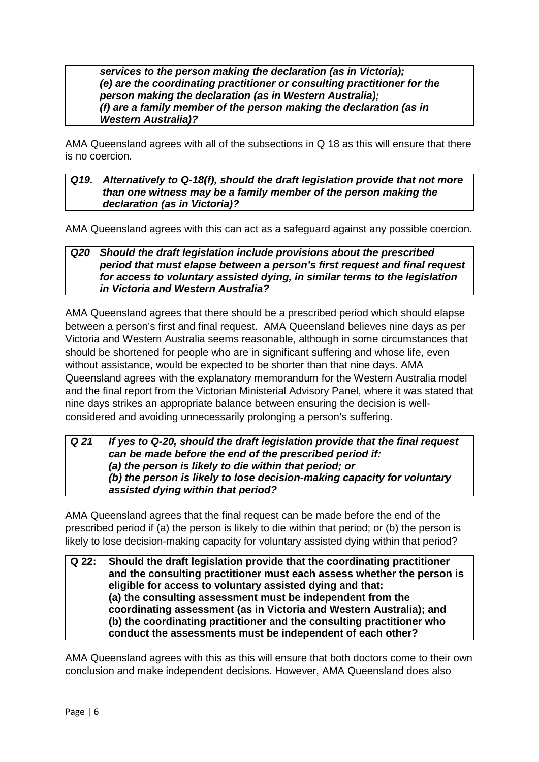***services to the person making the declaration (as in Victoria);***
***(e) are the coordinating practitioner or consulting practitioner for the person making the declaration (as in Western Australia);***
***(f) are a family member of the person making the declaration (as in Western Australia)?***

AMA Queensland agrees with all of the subsections in Q 18 as this will ensure that there is no coercion.

***Q19. Alternatively to Q-18(f), should the draft legislation provide that not more than one witness may be a family member of the person making the declaration (as in Victoria)?***

AMA Queensland agrees with this can act as a safeguard against any possible coercion.

***Q20 Should the draft legislation include provisions about the prescribed period that must elapse between a person's first request and final request for access to voluntary assisted dying, in similar terms to the legislation in Victoria and Western Australia?***

AMA Queensland agrees that there should be a prescribed period which should elapse between a person's first and final request. AMA Queensland believes nine days as per Victoria and Western Australia seems reasonable, although in some circumstances that should be shortened for people who are in significant suffering and whose life, even without assistance, would be expected to be shorter than that nine days. AMA Queensland agrees with the explanatory memorandum for the Western Australia model and the final report from the Victorian Ministerial Advisory Panel, where it was stated that nine days strikes an appropriate balance between ensuring the decision is well-considered and avoiding unnecessarily prolonging a person's suffering.

***Q 21 If yes to Q-20, should the draft legislation provide that the final request can be made before the end of the prescribed period if:***
***(a) the person is likely to die within that period; or***
***(b) the person is likely to lose decision-making capacity for voluntary assisted dying within that period?***

AMA Queensland agrees that the final request can be made before the end of the prescribed period if (a) the person is likely to die within that period; or (b) the person is likely to lose decision-making capacity for voluntary assisted dying within that period?

**Q 22: Should the draft legislation provide that the coordinating practitioner and the consulting practitioner must each assess whether the person is eligible for access to voluntary assisted dying and that:**
**(a) the consulting assessment must be independent from the coordinating assessment (as in Victoria and Western Australia); and**
**(b) the coordinating practitioner and the consulting practitioner who conduct the assessments must be independent of each other?**

AMA Queensland agrees with this as this will ensure that both doctors come to their own conclusion and make independent decisions. However, AMA Queensland does also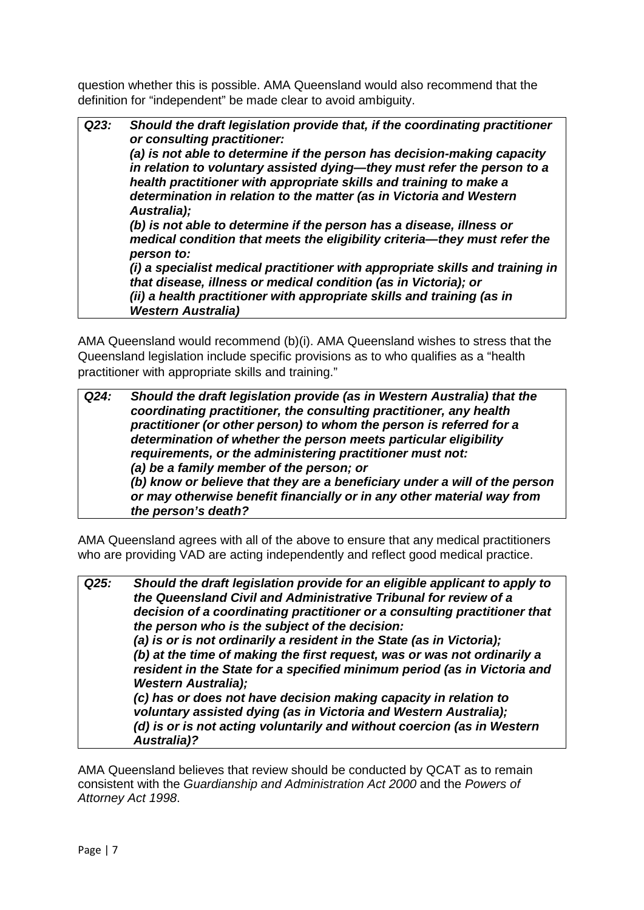question whether this is possible. AMA Queensland would also recommend that the definition for "independent" be made clear to avoid ambiguity.

| | |
|---|---|
| ***Q23:*** | ***Should the draft legislation provide that, if the coordinating practitioner or consulting practitioner:***<br>***(a) is not able to determine if the person has decision-making capacity in relation to voluntary assisted dying—they must refer the person to a health practitioner with appropriate skills and training to make a determination in relation to the matter (as in Victoria and Western Australia);***<br>***(b) is not able to determine if the person has a disease, illness or medical condition that meets the eligibility criteria—they must refer the person to:***<br>***(i) a specialist medical practitioner with appropriate skills and training in that disease, illness or medical condition (as in Victoria); or***<br>***(ii) a health practitioner with appropriate skills and training (as in Western Australia)*** |

AMA Queensland would recommend (b)(i). AMA Queensland wishes to stress that the Queensland legislation include specific provisions as to who qualifies as a "health practitioner with appropriate skills and training."

| | |
|---|---|
| ***Q24:*** | ***Should the draft legislation provide (as in Western Australia) that the coordinating practitioner, the consulting practitioner, any health practitioner (or other person) to whom the person is referred for a determination of whether the person meets particular eligibility requirements, or the administering practitioner must not:***<br>***(a) be a family member of the person; or***<br>***(b) know or believe that they are a beneficiary under a will of the person or may otherwise benefit financially or in any other material way from the person's death?*** |

AMA Queensland agrees with all of the above to ensure that any medical practitioners who are providing VAD are acting independently and reflect good medical practice.

| | |
|---|---|
| ***Q25:*** | ***Should the draft legislation provide for an eligible applicant to apply to the Queensland Civil and Administrative Tribunal for review of a decision of a coordinating practitioner or a consulting practitioner that the person who is the subject of the decision:***<br>***(a) is or is not ordinarily a resident in the State (as in Victoria);***<br>***(b) at the time of making the first request, was or was not ordinarily a resident in the State for a specified minimum period (as in Victoria and Western Australia);***<br>***(c) has or does not have decision making capacity in relation to voluntary assisted dying (as in Victoria and Western Australia);***<br>***(d) is or is not acting voluntarily and without coercion (as in Western Australia)?*** |

AMA Queensland believes that review should be conducted by QCAT as to remain consistent with the *Guardianship and Administration Act 2000* and the *Powers of Attorney Act 1998*.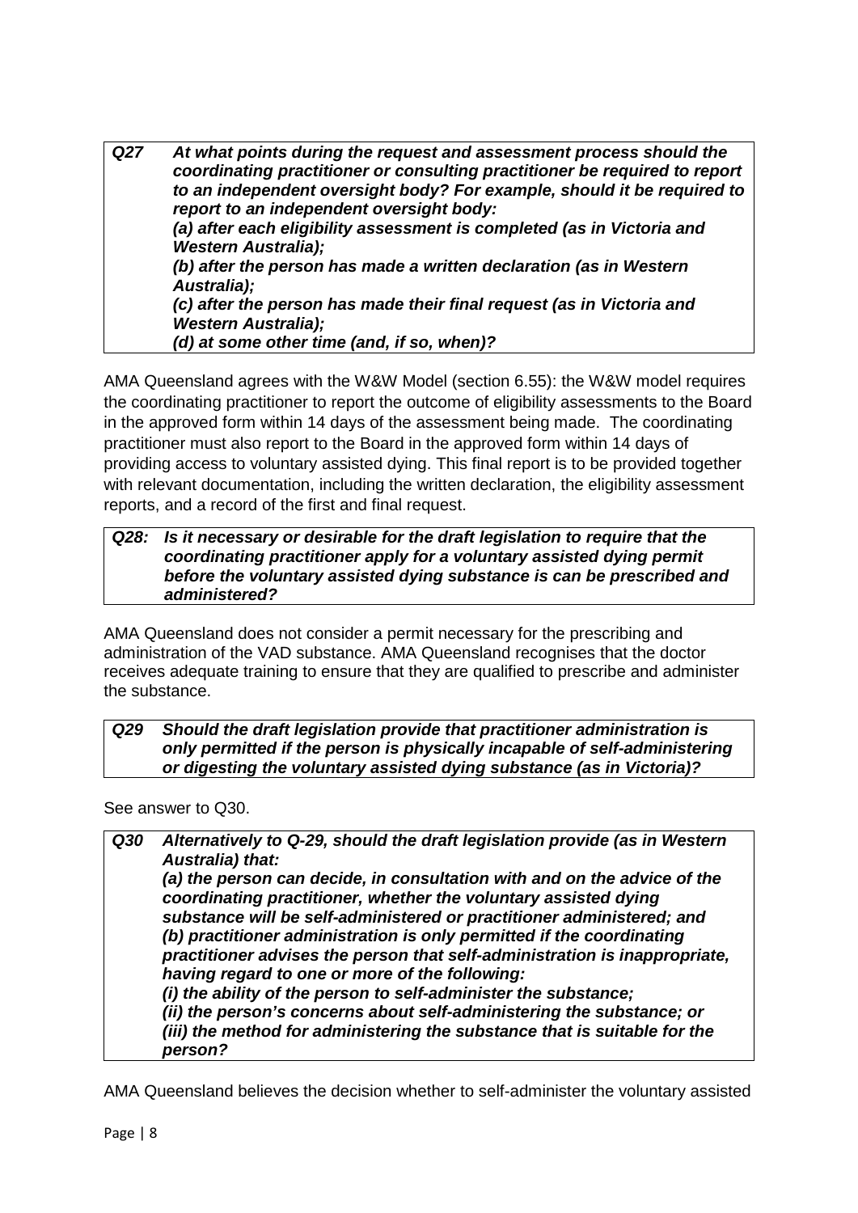***Q27 At what points during the request and assessment process should the coordinating practitioner or consulting practitioner be required to report to an independent oversight body? For example, should it be required to report to an independent oversight body:***
***(a) after each eligibility assessment is completed (as in Victoria and Western Australia);***
***(b) after the person has made a written declaration (as in Western Australia);***
***(c) after the person has made their final request (as in Victoria and Western Australia);***
***(d) at some other time (and, if so, when)?***

AMA Queensland agrees with the W&W Model (section 6.55): the W&W model requires the coordinating practitioner to report the outcome of eligibility assessments to the Board in the approved form within 14 days of the assessment being made. The coordinating practitioner must also report to the Board in the approved form within 14 days of providing access to voluntary assisted dying. This final report is to be provided together with relevant documentation, including the written declaration, the eligibility assessment reports, and a record of the first and final request.

***Q28: Is it necessary or desirable for the draft legislation to require that the coordinating practitioner apply for a voluntary assisted dying permit before the voluntary assisted dying substance is can be prescribed and administered?***

AMA Queensland does not consider a permit necessary for the prescribing and administration of the VAD substance. AMA Queensland recognises that the doctor receives adequate training to ensure that they are qualified to prescribe and administer the substance.

***Q29 Should the draft legislation provide that practitioner administration is only permitted if the person is physically incapable of self-administering or digesting the voluntary assisted dying substance (as in Victoria)?***

See answer to Q30.

***Q30 Alternatively to Q-29, should the draft legislation provide (as in Western Australia) that:***
***(a) the person can decide, in consultation with and on the advice of the coordinating practitioner, whether the voluntary assisted dying substance will be self-administered or practitioner administered; and***
***(b) practitioner administration is only permitted if the coordinating practitioner advises the person that self-administration is inappropriate, having regard to one or more of the following:***
***(i) the ability of the person to self-administer the substance;***
***(ii) the person's concerns about self-administering the substance; or***
***(iii) the method for administering the substance that is suitable for the person?***

AMA Queensland believes the decision whether to self-administer the voluntary assisted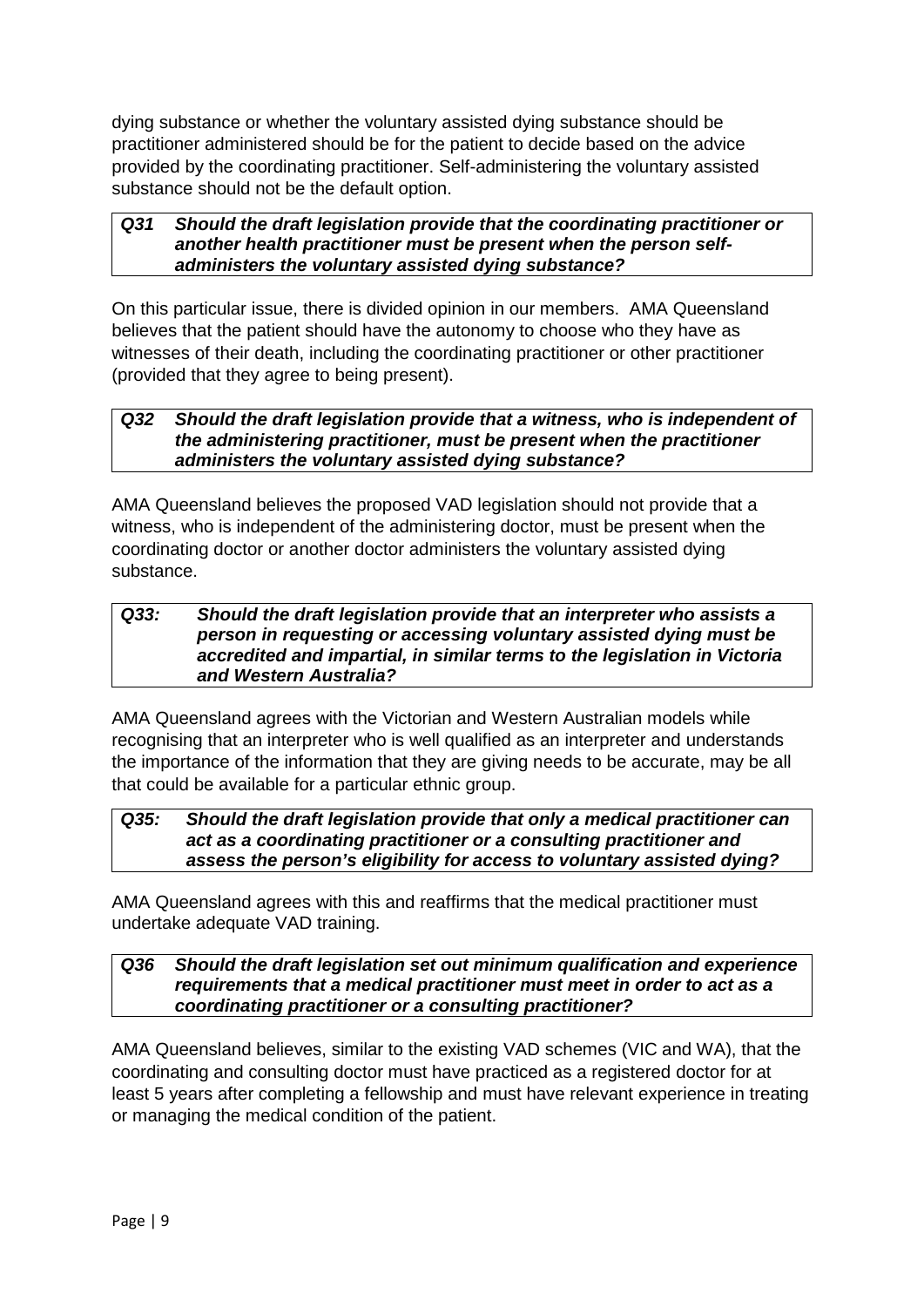dying substance or whether the voluntary assisted dying substance should be practitioner administered should be for the patient to decide based on the advice provided by the coordinating practitioner. Self-administering the voluntary assisted substance should not be the default option.

***Q31 Should the draft legislation provide that the coordinating practitioner or another health practitioner must be present when the person self-administers the voluntary assisted dying substance?***

On this particular issue, there is divided opinion in our members. AMA Queensland believes that the patient should have the autonomy to choose who they have as witnesses of their death, including the coordinating practitioner or other practitioner (provided that they agree to being present).

***Q32 Should the draft legislation provide that a witness, who is independent of the administering practitioner, must be present when the practitioner administers the voluntary assisted dying substance?***

AMA Queensland believes the proposed VAD legislation should not provide that a witness, who is independent of the administering doctor, must be present when the coordinating doctor or another doctor administers the voluntary assisted dying substance.

***Q33: Should the draft legislation provide that an interpreter who assists a person in requesting or accessing voluntary assisted dying must be accredited and impartial, in similar terms to the legislation in Victoria and Western Australia?***

AMA Queensland agrees with the Victorian and Western Australian models while recognising that an interpreter who is well qualified as an interpreter and understands the importance of the information that they are giving needs to be accurate, may be all that could be available for a particular ethnic group.

***Q35: Should the draft legislation provide that only a medical practitioner can act as a coordinating practitioner or a consulting practitioner and assess the person's eligibility for access to voluntary assisted dying?***

AMA Queensland agrees with this and reaffirms that the medical practitioner must undertake adequate VAD training.

***Q36 Should the draft legislation set out minimum qualification and experience requirements that a medical practitioner must meet in order to act as a coordinating practitioner or a consulting practitioner?***

AMA Queensland believes, similar to the existing VAD schemes (VIC and WA), that the coordinating and consulting doctor must have practiced as a registered doctor for at least 5 years after completing a fellowship and must have relevant experience in treating or managing the medical condition of the patient.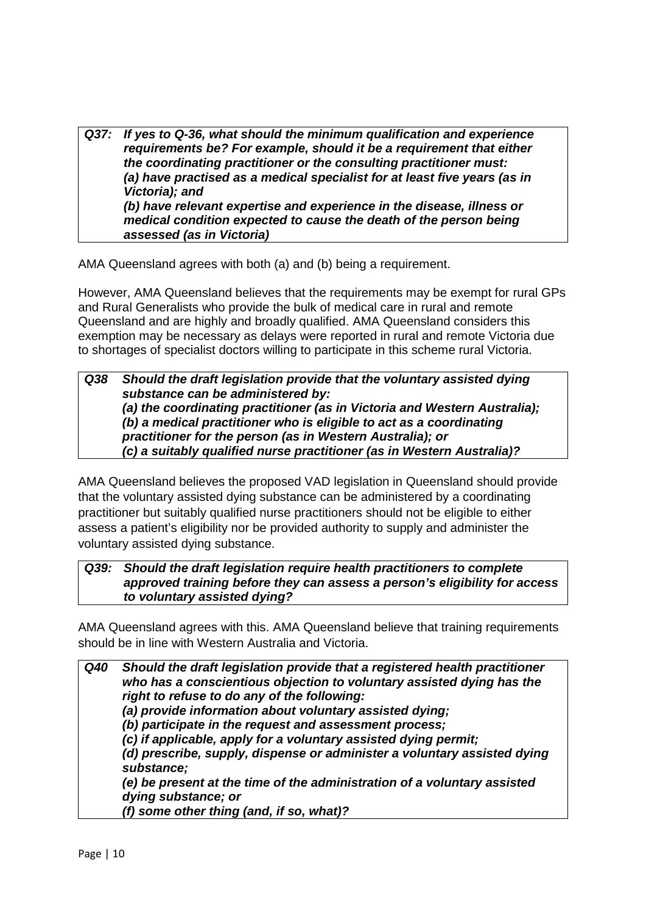***Q37: If yes to Q-36, what should the minimum qualification and experience requirements be? For example, should it be a requirement that either the coordinating practitioner or the consulting practitioner must:***
***(a) have practised as a medical specialist for at least five years (as in Victoria); and***
***(b) have relevant expertise and experience in the disease, illness or medical condition expected to cause the death of the person being assessed (as in Victoria)***

AMA Queensland agrees with both (a) and (b) being a requirement.

However, AMA Queensland believes that the requirements may be exempt for rural GPs and Rural Generalists who provide the bulk of medical care in rural and remote Queensland and are highly and broadly qualified. AMA Queensland considers this exemption may be necessary as delays were reported in rural and remote Victoria due to shortages of specialist doctors willing to participate in this scheme rural Victoria.

***Q38 Should the draft legislation provide that the voluntary assisted dying substance can be administered by:***
***(a) the coordinating practitioner (as in Victoria and Western Australia);***
***(b) a medical practitioner who is eligible to act as a coordinating practitioner for the person (as in Western Australia); or***
***(c) a suitably qualified nurse practitioner (as in Western Australia)?***

AMA Queensland believes the proposed VAD legislation in Queensland should provide that the voluntary assisted dying substance can be administered by a coordinating practitioner but suitably qualified nurse practitioners should not be eligible to either assess a patient's eligibility nor be provided authority to supply and administer the voluntary assisted dying substance.

***Q39: Should the draft legislation require health practitioners to complete approved training before they can assess a person's eligibility for access to voluntary assisted dying?***

AMA Queensland agrees with this. AMA Queensland believe that training requirements should be in line with Western Australia and Victoria.

***Q40 Should the draft legislation provide that a registered health practitioner who has a conscientious objection to voluntary assisted dying has the right to refuse to do any of the following:***
***(a) provide information about voluntary assisted dying;***
***(b) participate in the request and assessment process;***
***(c) if applicable, apply for a voluntary assisted dying permit;***
***(d) prescribe, supply, dispense or administer a voluntary assisted dying substance;***
***(e) be present at the time of the administration of a voluntary assisted dying substance; or***
***(f) some other thing (and, if so, what)?***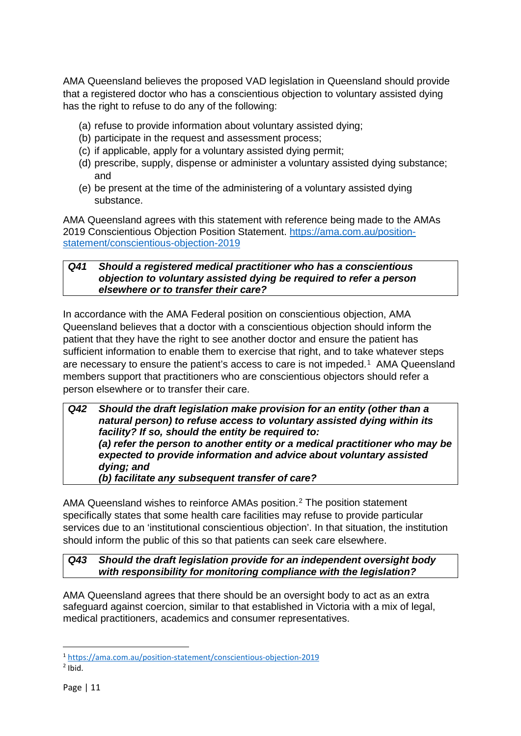AMA Queensland believes the proposed VAD legislation in Queensland should provide that a registered doctor who has a conscientious objection to voluntary assisted dying has the right to refuse to do any of the following:

(a) refuse to provide information about voluntary assisted dying;
(b) participate in the request and assessment process;
(c) if applicable, apply for a voluntary assisted dying permit;
(d) prescribe, supply, dispense or administer a voluntary assisted dying substance; and
(e) be present at the time of the administering of a voluntary assisted dying substance.

AMA Queensland agrees with this statement with reference being made to the AMAs 2019 Conscientious Objection Position Statement. https://ama.com.au/position-statement/conscientious-objection-2019

| ***Q41*** | ***Should a registered medical practitioner who has a conscientious objection to voluntary assisted dying be required to refer a person elsewhere or to transfer their care?*** |
|---|---|

In accordance with the AMA Federal position on conscientious objection, AMA Queensland believes that a doctor with a conscientious objection should inform the patient that they have the right to see another doctor and ensure the patient has sufficient information to enable them to exercise that right, and to take whatever steps are necessary to ensure the patient's access to care is not impeded.[1] AMA Queensland members support that practitioners who are conscientious objectors should refer a person elsewhere or to transfer their care.

| ***Q42*** | ***Should the draft legislation make provision for an entity (other than a natural person) to refuse access to voluntary assisted dying within its facility? If so, should the entity be required to:*** ***(a) refer the person to another entity or a medical practitioner who may be expected to provide information and advice about voluntary assisted dying; and*** ***(b) facilitate any subsequent transfer of care?*** |
|---|---|

AMA Queensland wishes to reinforce AMAs position.[2] The position statement specifically states that some health care facilities may refuse to provide particular services due to an 'institutional conscientious objection'. In that situation, the institution should inform the public of this so that patients can seek care elsewhere.

| ***Q43*** | ***Should the draft legislation provide for an independent oversight body with responsibility for monitoring compliance with the legislation?*** |
|---|---|

AMA Queensland agrees that there should be an oversight body to act as an extra safeguard against coercion, similar to that established in Victoria with a mix of legal, medical practitioners, academics and consumer representatives.

[1] https://ama.com.au/position-statement/conscientious-objection-2019

[2] Ibid.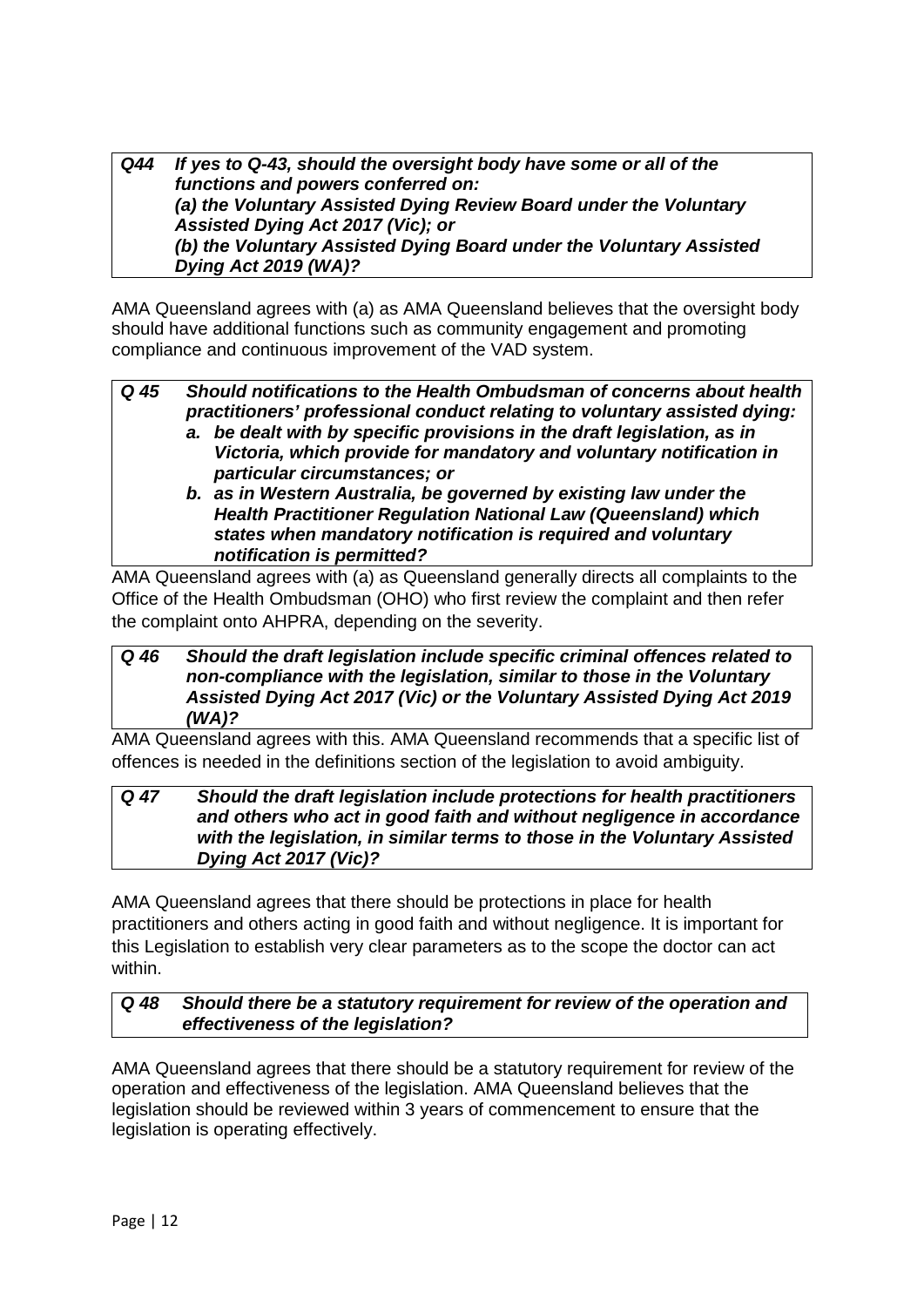***Q44 If yes to Q-43, should the oversight body have some or all of the functions and powers conferred on:***
***(a) the Voluntary Assisted Dying Review Board under the Voluntary Assisted Dying Act 2017 (Vic); or***
***(b) the Voluntary Assisted Dying Board under the Voluntary Assisted Dying Act 2019 (WA)?***

AMA Queensland agrees with (a) as AMA Queensland believes that the oversight body should have additional functions such as community engagement and promoting compliance and continuous improvement of the VAD system.

***Q 45 Should notifications to the Health Ombudsman of concerns about health practitioners' professional conduct relating to voluntary assisted dying:***

***a. be dealt with by specific provisions in the draft legislation, as in Victoria, which provide for mandatory and voluntary notification in particular circumstances; or***
***b. as in Western Australia, be governed by existing law under the Health Practitioner Regulation National Law (Queensland) which states when mandatory notification is required and voluntary notification is permitted?***

AMA Queensland agrees with (a) as Queensland generally directs all complaints to the Office of the Health Ombudsman (OHO) who first review the complaint and then refer the complaint onto AHPRA, depending on the severity.

***Q 46 Should the draft legislation include specific criminal offences related to non-compliance with the legislation, similar to those in the Voluntary Assisted Dying Act 2017 (Vic) or the Voluntary Assisted Dying Act 2019 (WA)?***

AMA Queensland agrees with this. AMA Queensland recommends that a specific list of offences is needed in the definitions section of the legislation to avoid ambiguity.

***Q 47 Should the draft legislation include protections for health practitioners and others who act in good faith and without negligence in accordance with the legislation, in similar terms to those in the Voluntary Assisted Dying Act 2017 (Vic)?***

AMA Queensland agrees that there should be protections in place for health practitioners and others acting in good faith and without negligence. It is important for this Legislation to establish very clear parameters as to the scope the doctor can act within.

***Q 48 Should there be a statutory requirement for review of the operation and effectiveness of the legislation?***

AMA Queensland agrees that there should be a statutory requirement for review of the operation and effectiveness of the legislation. AMA Queensland believes that the legislation should be reviewed within 3 years of commencement to ensure that the legislation is operating effectively.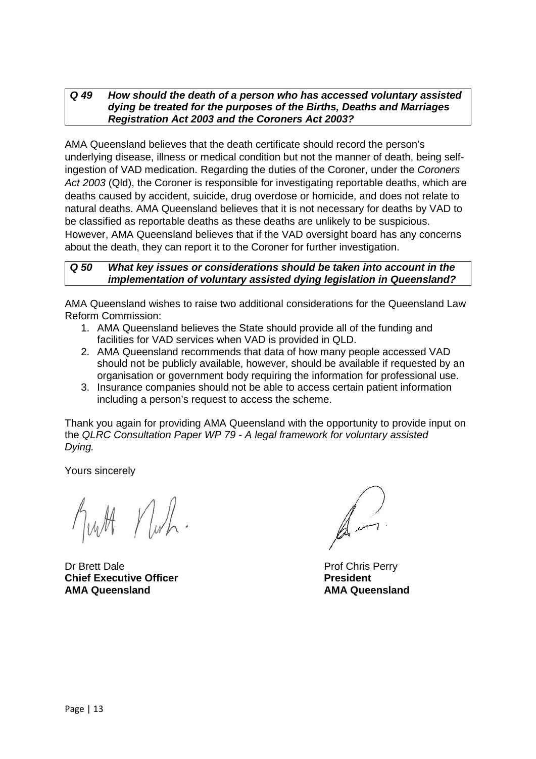***Q 49 How should the death of a person who has accessed voluntary assisted dying be treated for the purposes of the Births, Deaths and Marriages Registration Act 2003 and the Coroners Act 2003?***

AMA Queensland believes that the death certificate should record the person's underlying disease, illness or medical condition but not the manner of death, being self-ingestion of VAD medication. Regarding the duties of the Coroner, under the *Coroners Act 2003* (Qld), the Coroner is responsible for investigating reportable deaths, which are deaths caused by accident, suicide, drug overdose or homicide, and does not relate to natural deaths. AMA Queensland believes that it is not necessary for deaths by VAD to be classified as reportable deaths as these deaths are unlikely to be suspicious. However, AMA Queensland believes that if the VAD oversight board has any concerns about the death, they can report it to the Coroner for further investigation.

***Q 50 What key issues or considerations should be taken into account in the implementation of voluntary assisted dying legislation in Queensland?***

AMA Queensland wishes to raise two additional considerations for the Queensland Law Reform Commission:

1. AMA Queensland believes the State should provide all of the funding and facilities for VAD services when VAD is provided in QLD.
2. AMA Queensland recommends that data of how many people accessed VAD should not be publicly available, however, should be available if requested by an organisation or government body requiring the information for professional use.
3. Insurance companies should not be able to access certain patient information including a person's request to access the scheme.

Thank you again for providing AMA Queensland with the opportunity to provide input on the *QLRC Consultation Paper WP 79 - A legal framework for voluntary assisted Dying.*

Yours sincerely

Dr Brett Dale
**Chief Executive Officer**
**AMA Queensland**

Prof Chris Perry
**President**
**AMA Queensland**